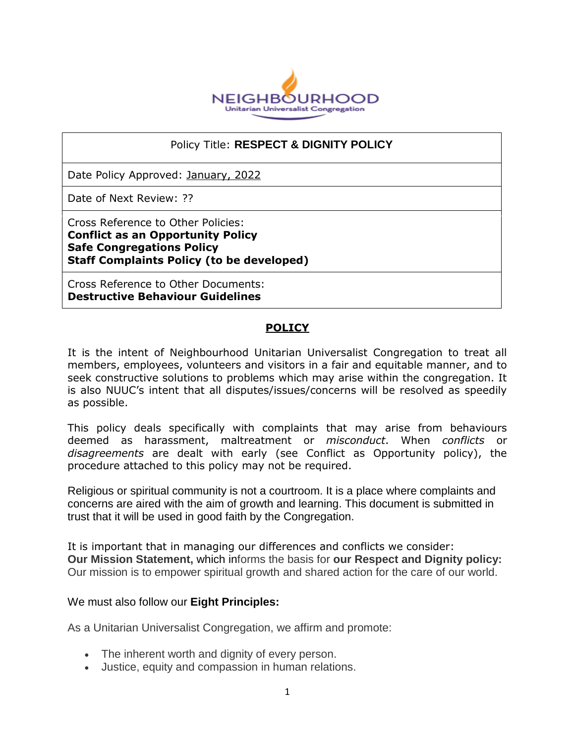NEIGHBOURHOOD
Unitarian Universalist Congregation

| Policy Title: **RESPECT & DIGNITY POLICY** |
| --- |
| Date Policy Approved: January, 2022 |
| Date of Next Review: ?? |
| Cross Reference to Other Policies:<br>**Conflict as an Opportunity Policy**<br>**Safe Congregations Policy**<br>**Staff Complaints Policy (to be developed)** |
| Cross Reference to Other Documents:<br>**Destructive Behaviour Guidelines** |

## POLICY

It is the intent of Neighbourhood Unitarian Universalist Congregation to treat all members, employees, volunteers and visitors in a fair and equitable manner, and to seek constructive solutions to problems which may arise within the congregation. It is also NUUC's intent that all disputes/issues/concerns will be resolved as speedily as possible.

This policy deals specifically with complaints that may arise from behaviours deemed as harassment, maltreatment or *misconduct*. When *conflicts* or *disagreements* are dealt with early (see Conflict as Opportunity policy), the procedure attached to this policy may not be required.

Religious or spiritual community is not a courtroom. It is a place where complaints and concerns are aired with the aim of growth and learning. This document is submitted in trust that it will be used in good faith by the Congregation.

It is important that in managing our differences and conflicts we consider:
**Our Mission Statement,** which informs the basis for **our Respect and Dignity policy:**
Our mission is to empower spiritual growth and shared action for the care of our world.

We must also follow our **Eight Principles:**

As a Unitarian Universalist Congregation, we affirm and promote:

- The inherent worth and dignity of every person.
- Justice, equity and compassion in human relations.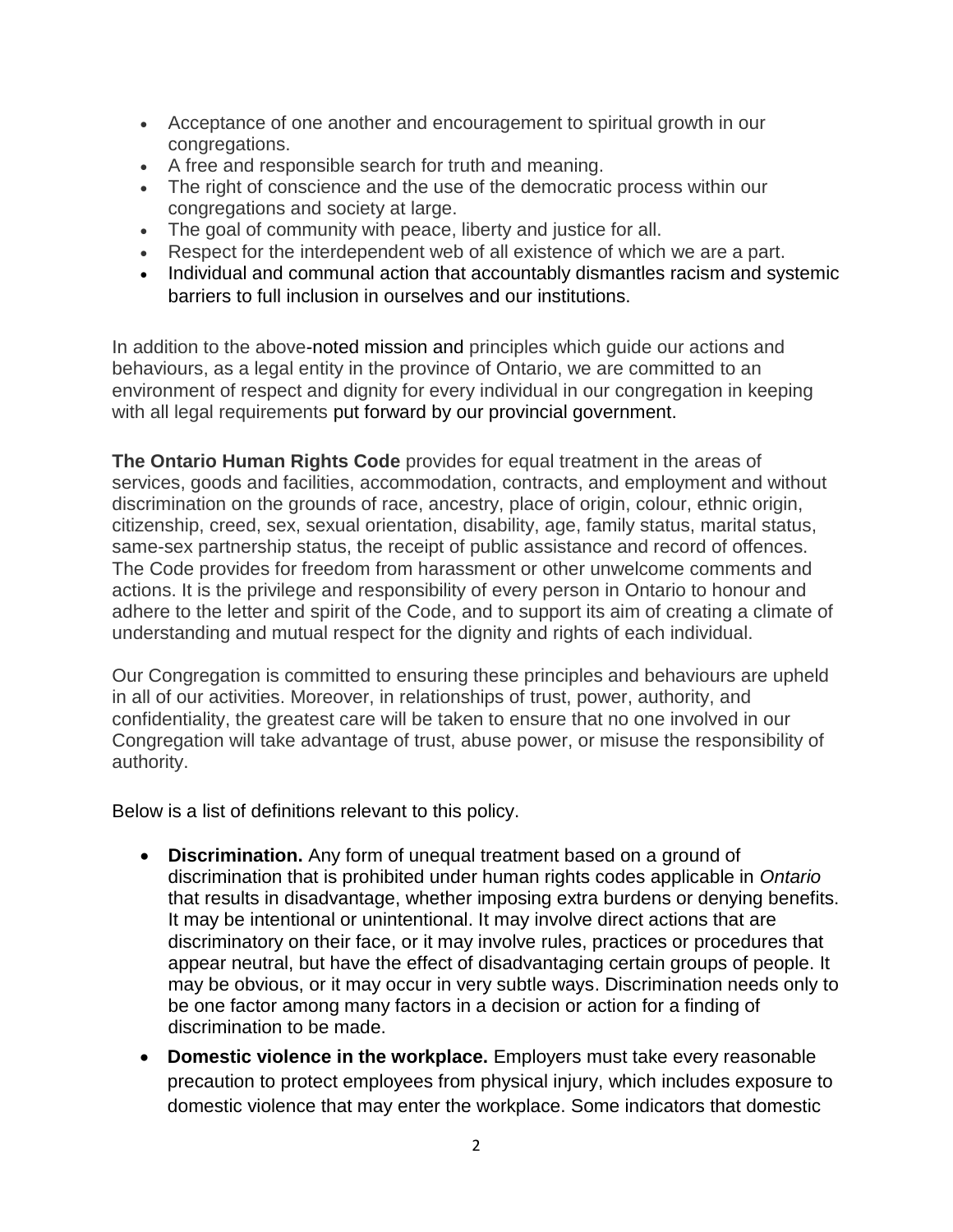- Acceptance of one another and encouragement to spiritual growth in our congregations.
- A free and responsible search for truth and meaning.
- The right of conscience and the use of the democratic process within our congregations and society at large.
- The goal of community with peace, liberty and justice for all.
- Respect for the interdependent web of all existence of which we are a part.
- Individual and communal action that accountably dismantles racism and systemic barriers to full inclusion in ourselves and our institutions.

In addition to the above-noted mission and principles which guide our actions and behaviours, as a legal entity in the province of Ontario, we are committed to an environment of respect and dignity for every individual in our congregation in keeping with all legal requirements put forward by our provincial government.

**The Ontario Human Rights Code** provides for equal treatment in the areas of services, goods and facilities, accommodation, contracts, and employment and without discrimination on the grounds of race, ancestry, place of origin, colour, ethnic origin, citizenship, creed, sex, sexual orientation, disability, age, family status, marital status, same-sex partnership status, the receipt of public assistance and record of offences. The Code provides for freedom from harassment or other unwelcome comments and actions. It is the privilege and responsibility of every person in Ontario to honour and adhere to the letter and spirit of the Code, and to support its aim of creating a climate of understanding and mutual respect for the dignity and rights of each individual.

Our Congregation is committed to ensuring these principles and behaviours are upheld in all of our activities. Moreover, in relationships of trust, power, authority, and confidentiality, the greatest care will be taken to ensure that no one involved in our Congregation will take advantage of trust, abuse power, or misuse the responsibility of authority.

Below is a list of definitions relevant to this policy.

- **Discrimination.** Any form of unequal treatment based on a ground of discrimination that is prohibited under human rights codes applicable in *Ontario* that results in disadvantage, whether imposing extra burdens or denying benefits. It may be intentional or unintentional. It may involve direct actions that are discriminatory on their face, or it may involve rules, practices or procedures that appear neutral, but have the effect of disadvantaging certain groups of people. It may be obvious, or it may occur in very subtle ways. Discrimination needs only to be one factor among many factors in a decision or action for a finding of discrimination to be made.
- **Domestic violence in the workplace.** Employers must take every reasonable precaution to protect employees from physical injury, which includes exposure to domestic violence that may enter the workplace. Some indicators that domestic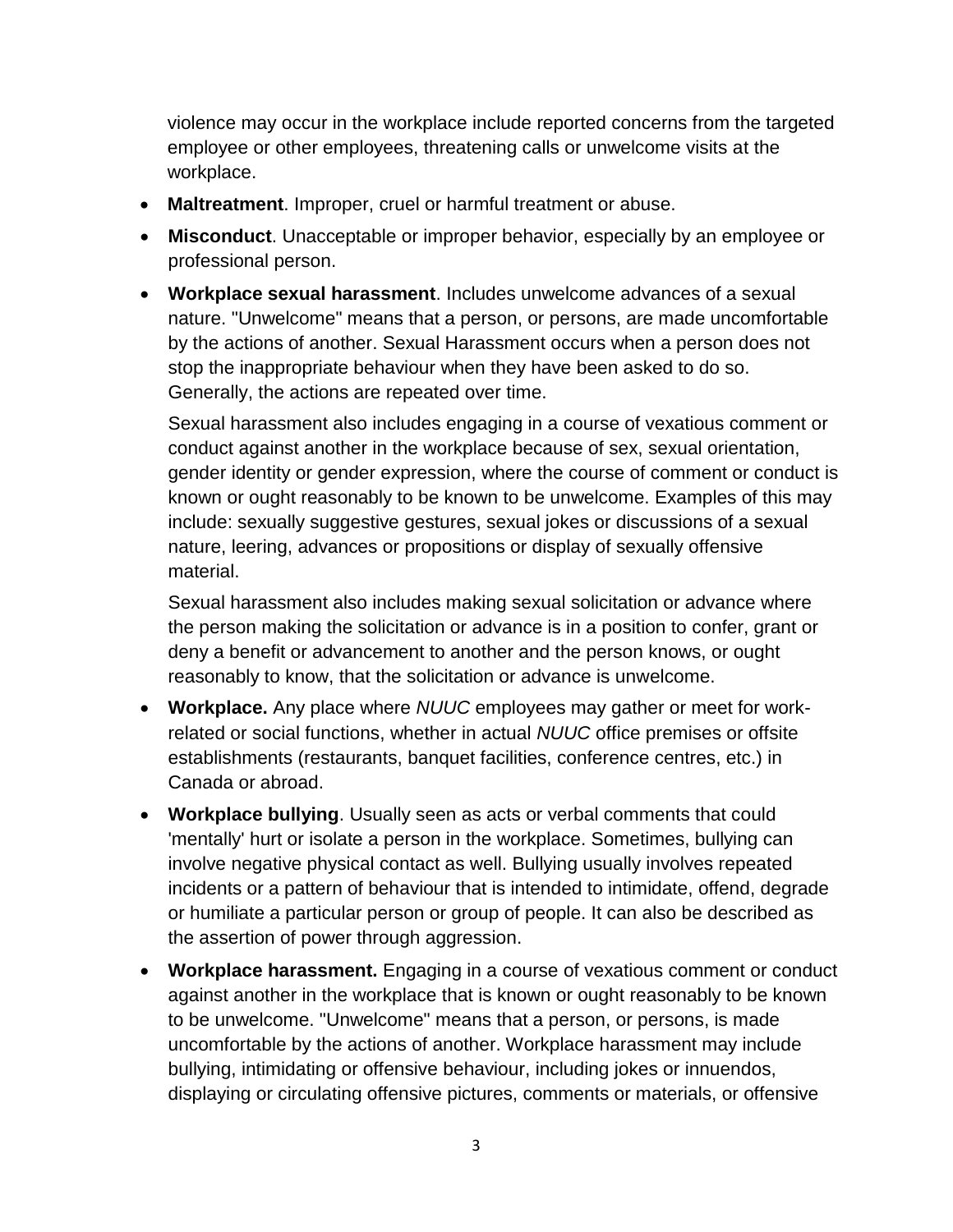violence may occur in the workplace include reported concerns from the targeted employee or other employees, threatening calls or unwelcome visits at the workplace.

- **Maltreatment**. Improper, cruel or harmful treatment or abuse.
- **Misconduct**. Unacceptable or improper behavior, especially by an employee or professional person.
- **Workplace sexual harassment**. Includes unwelcome advances of a sexual nature. "Unwelcome" means that a person, or persons, are made uncomfortable by the actions of another. Sexual Harassment occurs when a person does not stop the inappropriate behaviour when they have been asked to do so. Generally, the actions are repeated over time.

  Sexual harassment also includes engaging in a course of vexatious comment or conduct against another in the workplace because of sex, sexual orientation, gender identity or gender expression, where the course of comment or conduct is known or ought reasonably to be known to be unwelcome. Examples of this may include: sexually suggestive gestures, sexual jokes or discussions of a sexual nature, leering, advances or propositions or display of sexually offensive material.

  Sexual harassment also includes making sexual solicitation or advance where the person making the solicitation or advance is in a position to confer, grant or deny a benefit or advancement to another and the person knows, or ought reasonably to know, that the solicitation or advance is unwelcome.

- **Workplace.** Any place where *NUUC* employees may gather or meet for work-related or social functions, whether in actual *NUUC* office premises or offsite establishments (restaurants, banquet facilities, conference centres, etc.) in Canada or abroad.
- **Workplace bullying**. Usually seen as acts or verbal comments that could 'mentally' hurt or isolate a person in the workplace. Sometimes, bullying can involve negative physical contact as well. Bullying usually involves repeated incidents or a pattern of behaviour that is intended to intimidate, offend, degrade or humiliate a particular person or group of people. It can also be described as the assertion of power through aggression.
- **Workplace harassment.** Engaging in a course of vexatious comment or conduct against another in the workplace that is known or ought reasonably to be known to be unwelcome. "Unwelcome" means that a person, or persons, is made uncomfortable by the actions of another. Workplace harassment may include bullying, intimidating or offensive behaviour, including jokes or innuendos, displaying or circulating offensive pictures, comments or materials, or offensive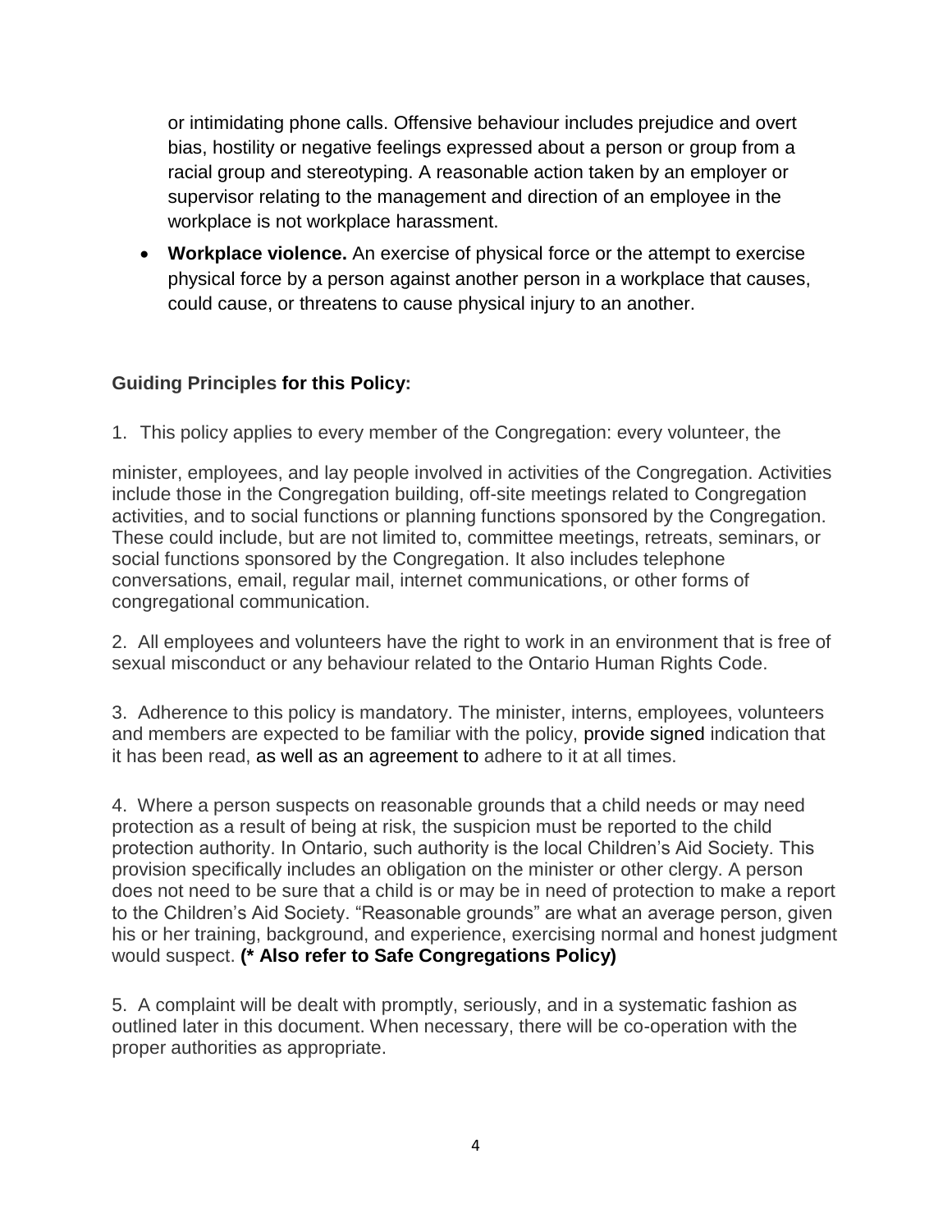or intimidating phone calls. Offensive behaviour includes prejudice and overt bias, hostility or negative feelings expressed about a person or group from a racial group and stereotyping. A reasonable action taken by an employer or supervisor relating to the management and direction of an employee in the workplace is not workplace harassment.

- **Workplace violence.** An exercise of physical force or the attempt to exercise physical force by a person against another person in a workplace that causes, could cause, or threatens to cause physical injury to an another.

### Guiding Principles for this Policy:

1. This policy applies to every member of the Congregation: every volunteer, the minister, employees, and lay people involved in activities of the Congregation. Activities include those in the Congregation building, off-site meetings related to Congregation activities, and to social functions or planning functions sponsored by the Congregation. These could include, but are not limited to, committee meetings, retreats, seminars, or social functions sponsored by the Congregation. It also includes telephone conversations, email, regular mail, internet communications, or other forms of congregational communication.

2. All employees and volunteers have the right to work in an environment that is free of sexual misconduct or any behaviour related to the Ontario Human Rights Code.

3. Adherence to this policy is mandatory. The minister, interns, employees, volunteers and members are expected to be familiar with the policy, provide signed indication that it has been read, as well as an agreement to adhere to it at all times.

4. Where a person suspects on reasonable grounds that a child needs or may need protection as a result of being at risk, the suspicion must be reported to the child protection authority. In Ontario, such authority is the local Children's Aid Society. This provision specifically includes an obligation on the minister or other clergy. A person does not need to be sure that a child is or may be in need of protection to make a report to the Children's Aid Society. "Reasonable grounds" are what an average person, given his or her training, background, and experience, exercising normal and honest judgment would suspect. **(* Also refer to Safe Congregations Policy)**

5. A complaint will be dealt with promptly, seriously, and in a systematic fashion as outlined later in this document. When necessary, there will be co-operation with the proper authorities as appropriate.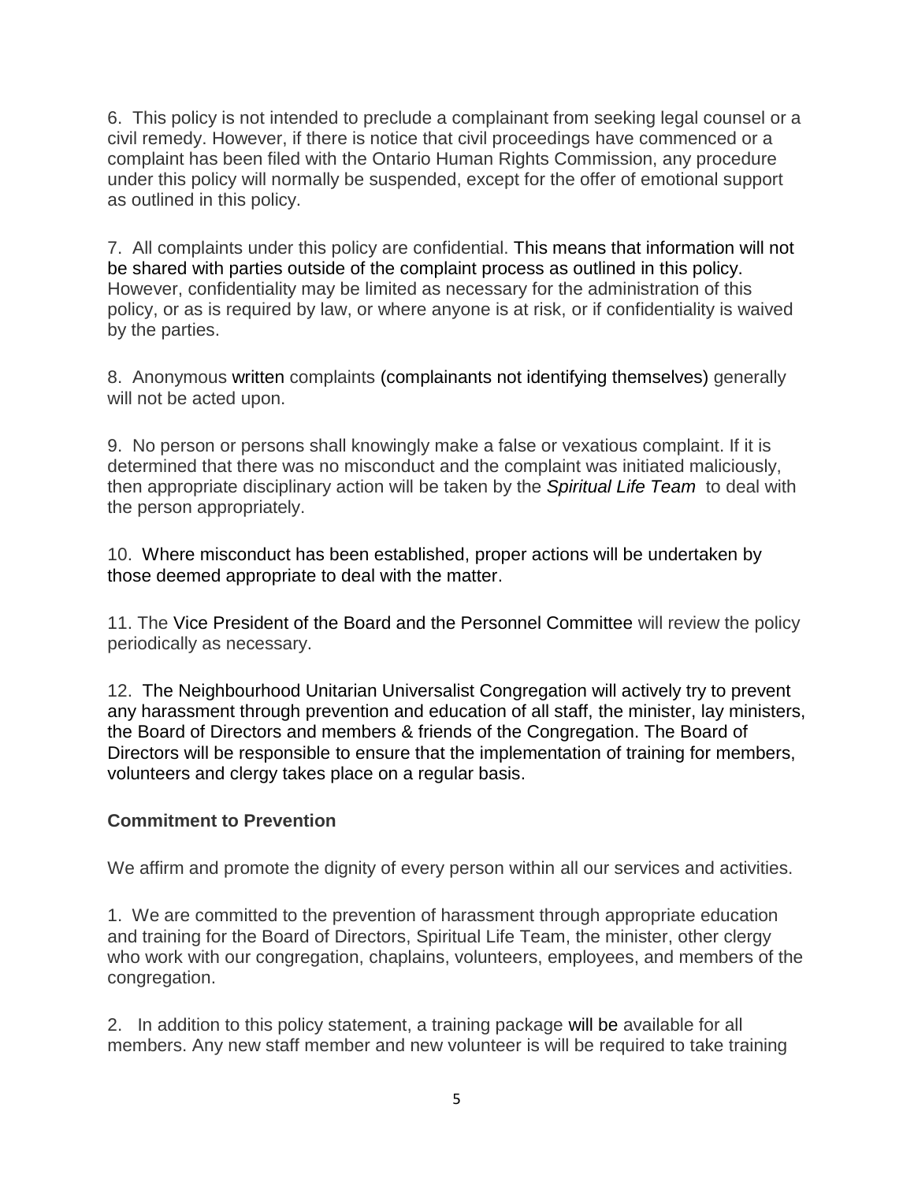6. This policy is not intended to preclude a complainant from seeking legal counsel or a civil remedy. However, if there is notice that civil proceedings have commenced or a complaint has been filed with the Ontario Human Rights Commission, any procedure under this policy will normally be suspended, except for the offer of emotional support as outlined in this policy.

7. All complaints under this policy are confidential. This means that information will not be shared with parties outside of the complaint process as outlined in this policy. However, confidentiality may be limited as necessary for the administration of this policy, or as is required by law, or where anyone is at risk, or if confidentiality is waived by the parties.

8. Anonymous written complaints (complainants not identifying themselves) generally will not be acted upon.

9. No person or persons shall knowingly make a false or vexatious complaint. If it is determined that there was no misconduct and the complaint was initiated maliciously, then appropriate disciplinary action will be taken by the *Spiritual Life Team* to deal with the person appropriately.

10. Where misconduct has been established, proper actions will be undertaken by those deemed appropriate to deal with the matter.

11. The Vice President of the Board and the Personnel Committee will review the policy periodically as necessary.

12. The Neighbourhood Unitarian Universalist Congregation will actively try to prevent any harassment through prevention and education of all staff, the minister, lay ministers, the Board of Directors and members & friends of the Congregation. The Board of Directors will be responsible to ensure that the implementation of training for members, volunteers and clergy takes place on a regular basis.

**Commitment to Prevention**

We affirm and promote the dignity of every person within all our services and activities.

1. We are committed to the prevention of harassment through appropriate education and training for the Board of Directors, Spiritual Life Team, the minister, other clergy who work with our congregation, chaplains, volunteers, employees, and members of the congregation.

2. In addition to this policy statement, a training package will be available for all members. Any new staff member and new volunteer is will be required to take training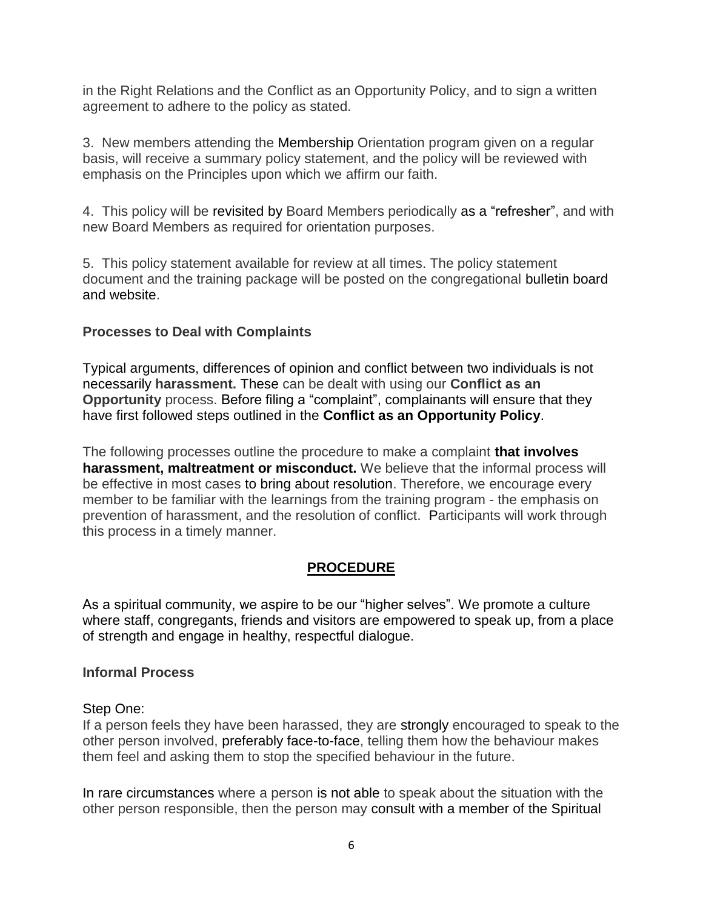in the Right Relations and the Conflict as an Opportunity Policy, and to sign a written agreement to adhere to the policy as stated.

3. New members attending the Membership Orientation program given on a regular basis, will receive a summary policy statement, and the policy will be reviewed with emphasis on the Principles upon which we affirm our faith.

4. This policy will be revisited by Board Members periodically as a "refresher", and with new Board Members as required for orientation purposes.

5. This policy statement available for review at all times. The policy statement document and the training package will be posted on the congregational bulletin board and website.

### Processes to Deal with Complaints

Typical arguments, differences of opinion and conflict between two individuals is not necessarily **harassment.** These can be dealt with using our **Conflict as an Opportunity** process. Before filing a "complaint", complainants will ensure that they have first followed steps outlined in the **Conflict as an Opportunity Policy**.

The following processes outline the procedure to make a complaint **that involves harassment, maltreatment or misconduct.** We believe that the informal process will be effective in most cases to bring about resolution. Therefore, we encourage every member to be familiar with the learnings from the training program - the emphasis on prevention of harassment, and the resolution of conflict. Participants will work through this process in a timely manner.

## PROCEDURE

As a spiritual community, we aspire to be our "higher selves". We promote a culture where staff, congregants, friends and visitors are empowered to speak up, from a place of strength and engage in healthy, respectful dialogue.

### Informal Process

Step One:
If a person feels they have been harassed, they are strongly encouraged to speak to the other person involved, preferably face-to-face, telling them how the behaviour makes them feel and asking them to stop the specified behaviour in the future.

In rare circumstances where a person is not able to speak about the situation with the other person responsible, then the person may consult with a member of the Spiritual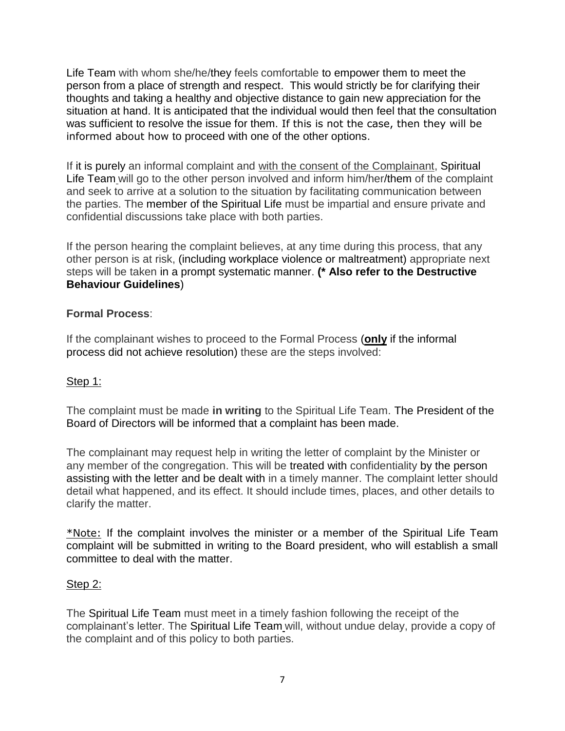Life Team with whom she/he/they feels comfortable to empower them to meet the person from a place of strength and respect. This would strictly be for clarifying their thoughts and taking a healthy and objective distance to gain new appreciation for the situation at hand. It is anticipated that the individual would then feel that the consultation was sufficient to resolve the issue for them. If this is not the case, then they will be informed about how to proceed with one of the other options.

If it is purely an informal complaint and <u>with the consent of the Complainant</u>, Spiritual Life Team will go to the other person involved and inform him/her/them of the complaint and seek to arrive at a solution to the situation by facilitating communication between the parties. The member of the Spiritual Life must be impartial and ensure private and confidential discussions take place with both parties.

If the person hearing the complaint believes, at any time during this process, that any other person is at risk, (including workplace violence or maltreatment) appropriate next steps will be taken in a prompt systematic manner. **(* Also refer to the Destructive Behaviour Guidelines**)

**Formal Process**:

If the complainant wishes to proceed to the Formal Process (**<u>only</u>** if the informal process did not achieve resolution) these are the steps involved:

<u>Step 1:</u>

The complaint must be made **in writing** to the Spiritual Life Team. The President of the Board of Directors will be informed that a complaint has been made.

The complainant may request help in writing the letter of complaint by the Minister or any member of the congregation. This will be treated with confidentiality by the person assisting with the letter and be dealt with in a timely manner. The complaint letter should detail what happened, and its effect. It should include times, places, and other details to clarify the matter.

<u>*Note:</u> If the complaint involves the minister or a member of the Spiritual Life Team complaint will be submitted in writing to the Board president, who will establish a small committee to deal with the matter.

<u>Step 2:</u>

The Spiritual Life Team must meet in a timely fashion following the receipt of the complainant's letter. The Spiritual Life Team will, without undue delay, provide a copy of the complaint and of this policy to both parties.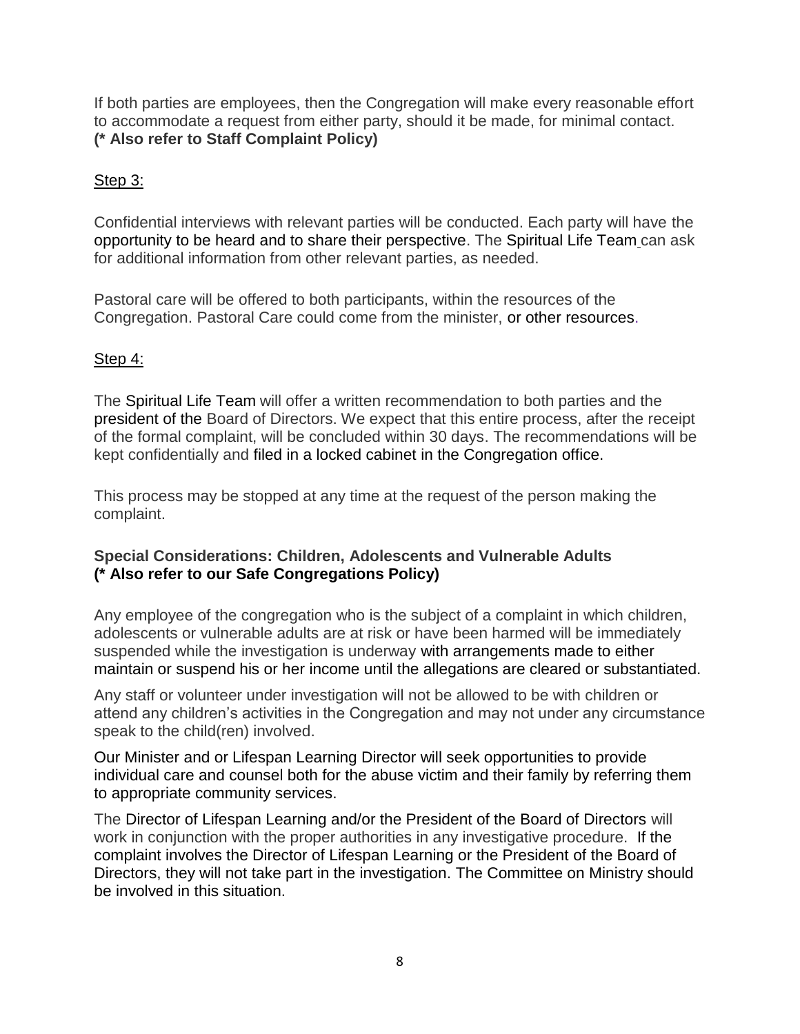If both parties are employees, then the Congregation will make every reasonable effort to accommodate a request from either party, should it be made, for minimal contact. **(* Also refer to Staff Complaint Policy)**

Step 3:

Confidential interviews with relevant parties will be conducted. Each party will have the opportunity to be heard and to share their perspective. The Spiritual Life Team can ask for additional information from other relevant parties, as needed.

Pastoral care will be offered to both participants, within the resources of the Congregation. Pastoral Care could come from the minister, or other resources.

Step 4:

The Spiritual Life Team will offer a written recommendation to both parties and the president of the Board of Directors. We expect that this entire process, after the receipt of the formal complaint, will be concluded within 30 days. The recommendations will be kept confidentially and filed in a locked cabinet in the Congregation office.

This process may be stopped at any time at the request of the person making the complaint.

**Special Considerations: Children, Adolescents and Vulnerable Adults**
**(* Also refer to our Safe Congregations Policy)**

Any employee of the congregation who is the subject of a complaint in which children, adolescents or vulnerable adults are at risk or have been harmed will be immediately suspended while the investigation is underway with arrangements made to either maintain or suspend his or her income until the allegations are cleared or substantiated.

Any staff or volunteer under investigation will not be allowed to be with children or attend any children's activities in the Congregation and may not under any circumstance speak to the child(ren) involved.

Our Minister and or Lifespan Learning Director will seek opportunities to provide individual care and counsel both for the abuse victim and their family by referring them to appropriate community services.

The Director of Lifespan Learning and/or the President of the Board of Directors will work in conjunction with the proper authorities in any investigative procedure. If the complaint involves the Director of Lifespan Learning or the President of the Board of Directors, they will not take part in the investigation. The Committee on Ministry should be involved in this situation.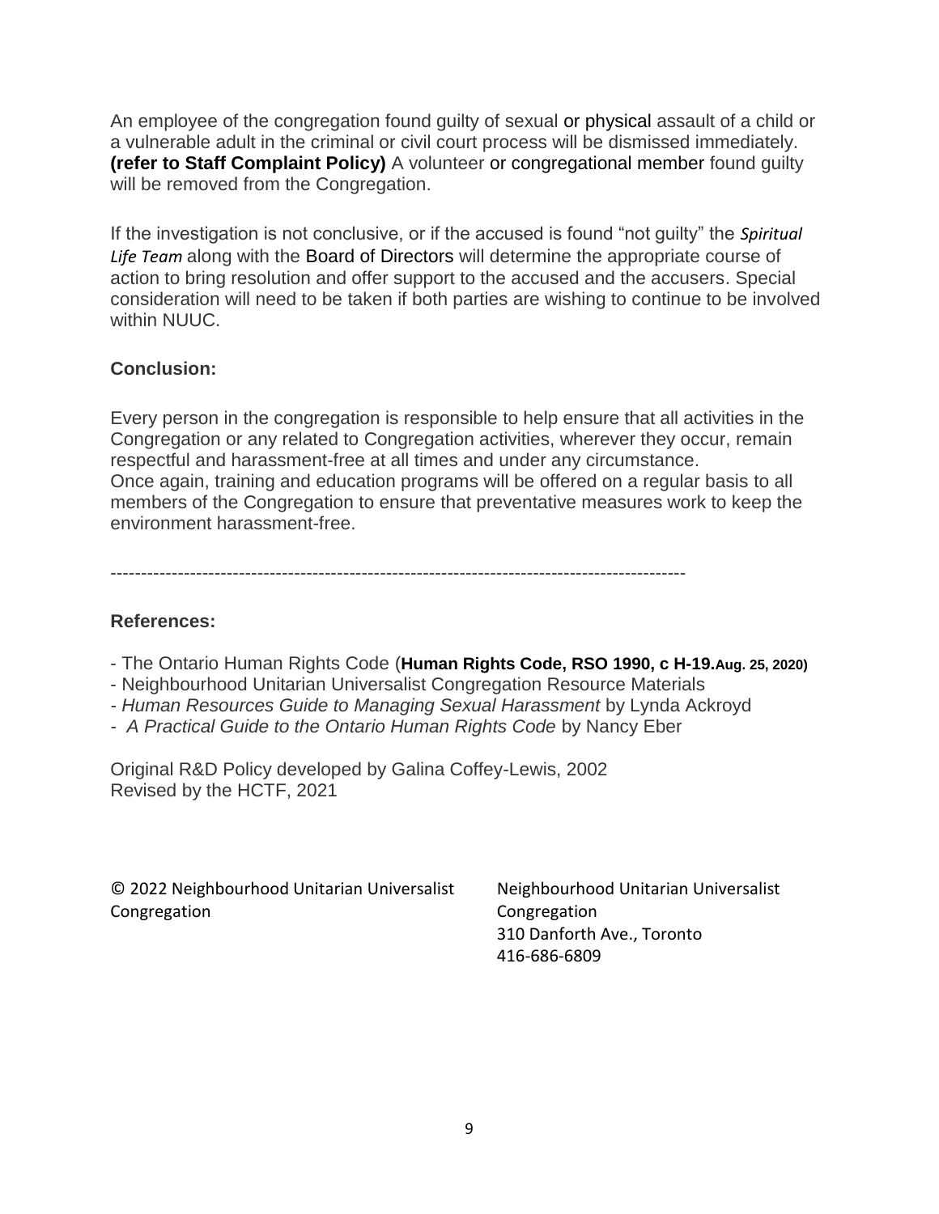An employee of the congregation found guilty of sexual or physical assault of a child or a vulnerable adult in the criminal or civil court process will be dismissed immediately. **(refer to Staff Complaint Policy)** A volunteer or congregational member found guilty will be removed from the Congregation.

If the investigation is not conclusive, or if the accused is found "not guilty" the *Spiritual Life Team* along with the Board of Directors will determine the appropriate course of action to bring resolution and offer support to the accused and the accusers. Special consideration will need to be taken if both parties are wishing to continue to be involved within NUUC.

**Conclusion:**

Every person in the congregation is responsible to help ensure that all activities in the Congregation or any related to Congregation activities, wherever they occur, remain respectful and harassment-free at all times and under any circumstance.
Once again, training and education programs will be offered on a regular basis to all members of the Congregation to ensure that preventative measures work to keep the environment harassment-free.

---

**References:**

- The Ontario Human Rights Code (**Human Rights Code, RSO 1990, c H-19.Aug. 25, 2020)**
- Neighbourhood Unitarian Universalist Congregation Resource Materials
- *Human Resources Guide to Managing Sexual Harassment* by Lynda Ackroyd
- *A Practical Guide to the Ontario Human Rights Code* by Nancy Eber

Original R&D Policy developed by Galina Coffey-Lewis, 2002
Revised by the HCTF, 2021

© 2022 Neighbourhood Unitarian Universalist Congregation

Neighbourhood Unitarian Universalist Congregation
310 Danforth Ave., Toronto
416-686-6809